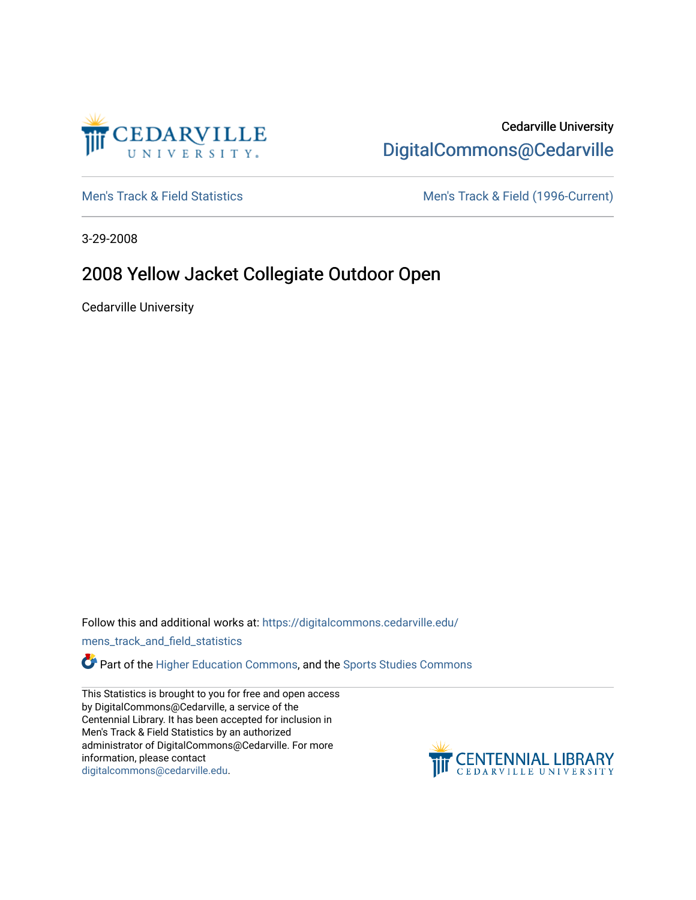Cedarville University
DigitalCommons@Cedarville

Men's Track & Field Statistics | Men's Track & Field (1996-Current)

3-29-2008

# 2008 Yellow Jacket Collegiate Outdoor Open

Cedarville University

Follow this and additional works at: https://digitalcommons.cedarville.edu/mens_track_and_field_statistics

Part of the Higher Education Commons, and the Sports Studies Commons

This Statistics is brought to you for free and open access by DigitalCommons@Cedarville, a service of the Centennial Library. It has been accepted for inclusion in Men's Track & Field Statistics by an authorized administrator of DigitalCommons@Cedarville. For more information, please contact digitalcommons@cedarville.edu.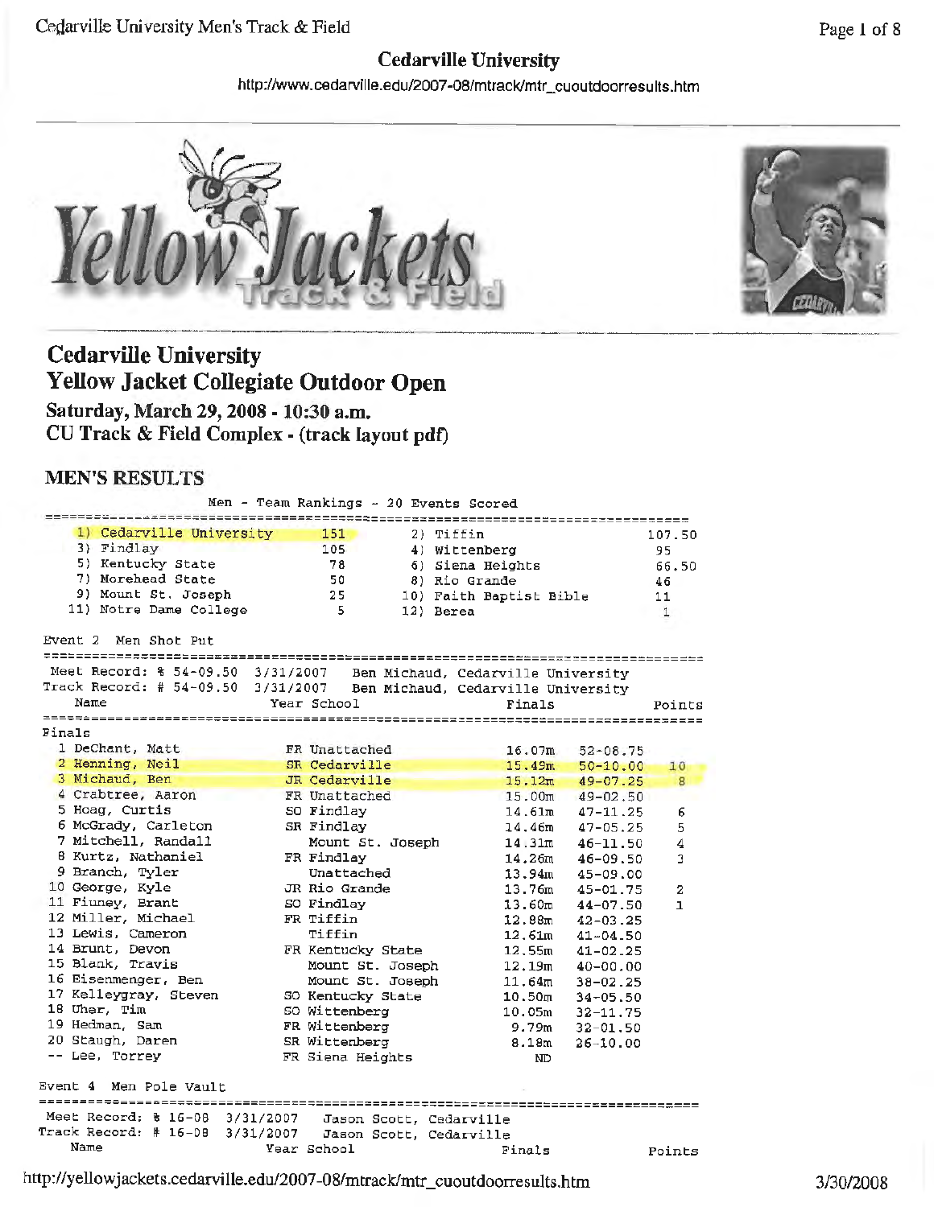# Cedarville University

http://www.cedarville.edu/2007-08/mtrack/mtr_cuoutdoorresults.htm

## Cedarville University
## Yellow Jacket Collegiate Outdoor Open

### Saturday, March 29, 2008 - 10:30 a.m.
### CU Track & Field Complex - (track layout pdf)

## MEN'S RESULTS

Men - Team Rankings - 20 Events Scored

| Rank | Team | Points | Rank | Team | Points |
|---|---|---|---|---|---|
| 1) | Cedarville University | 151 | 2) | Tiffin | 107.50 |
| 3) | Findlay | 105 | 4) | Wittenberg | 95 |
| 5) | Kentucky State | 78 | 6) | Siena Heights | 66.50 |
| 7) | Morehead State | 50 | 8) | Rio Grande | 46 |
| 9) | Mount St. Joseph | 25 | 10) | Faith Baptist Bible | 11 |
| 11) | Notre Dame College | 5 | 12) | Berea | 1 |

Event 2 Men Shot Put

Meet Record: % 54-09.50 3/31/2007 Ben Michaud, Cedarville University
Track Record: # 54-09.50 3/31/2007 Ben Michaud, Cedarville University

Finals

| Place | Name | Year | School | Finals (m) | Finals | Points |
|---|---|---|---|---|---|---|
| 1 | DeChant, Matt | FR | Unattached | 16.07m | 52-08.75 | |
| 2 | Henning, Neil | SR | Cedarville | 15.49m | 50-10.00 | 10 |
| 3 | Michaud, Ben | JR | Cedarville | 15.12m | 49-07.25 | 8 |
| 4 | Crabtree, Aaron | FR | Unattached | 15.00m | 49-02.50 | |
| 5 | Hoag, Curtis | SO | Findlay | 14.61m | 47-11.25 | 6 |
| 6 | McGrady, Carleton | SR | Findlay | 14.46m | 47-05.25 | 5 |
| 7 | Mitchell, Randall | | Mount St. Joseph | 14.31m | 46-11.50 | 4 |
| 8 | Kurtz, Nathaniel | FR | Findlay | 14.26m | 46-09.50 | 3 |
| 9 | Branch, Tyler | | Unattached | 13.94m | 45-09.00 | |
| 10 | George, Kyle | JR | Rio Grande | 13.76m | 45-01.75 | 2 |
| 11 | Finney, Brant | SO | Findlay | 13.60m | 44-07.50 | 1 |
| 12 | Miller, Michael | FR | Tiffin | 12.88m | 42-03.25 | |
| 13 | Lewis, Cameron | | Tiffin | 12.61m | 41-04.50 | |
| 14 | Brunt, Devon | FR | Kentucky State | 12.55m | 41-02.25 | |
| 15 | Blank, Travis | | Mount St. Joseph | 12.19m | 40-00.00 | |
| 16 | Eisenmenger, Ben | | Mount St. Joseph | 11.64m | 38-02.25 | |
| 17 | Kelleygray, Steven | SO | Kentucky State | 10.50m | 34-05.50 | |
| 18 | Uher, Tim | SO | Wittenberg | 10.05m | 32-11.75 | |
| 19 | Hedman, Sam | FR | Wittenberg | 9.79m | 32-01.50 | |
| 20 | Staugh, Daren | SR | Wittenberg | 8.18m | 26-10.00 | |
| -- | Lee, Torrey | FR | Siena Heights | ND | | |

Event 4 Men Pole Vault

Meet Record: % 16-08 3/31/2007 Jason Scott, Cedarville
Track Record: # 16-08 3/31/2007 Jason Scott, Cedarville

| Name | Year | School | Finals | Points |
|---|---|---|---|---|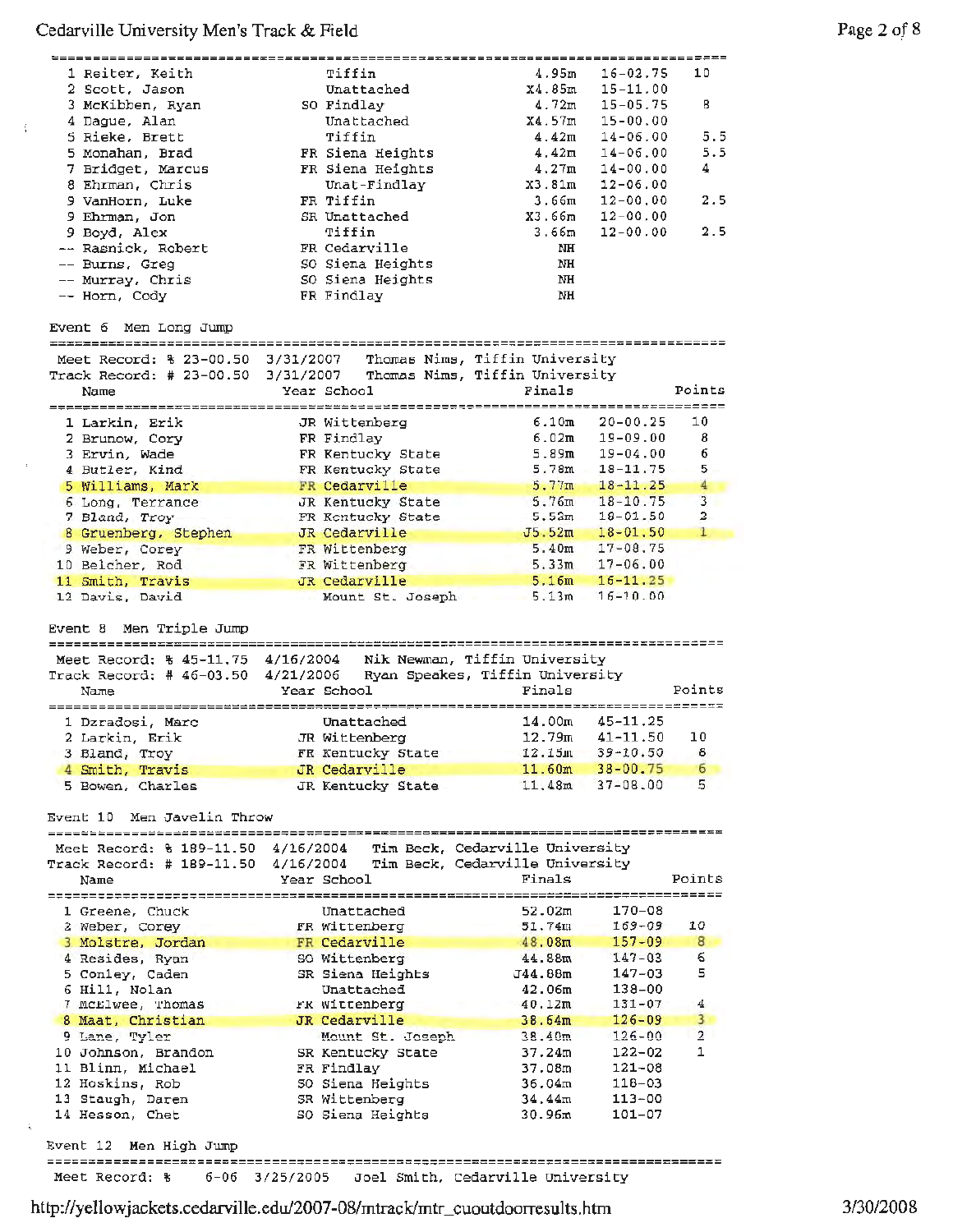| Place | Name | Year | School | Finals | | Points |
|---|---|---|---|---|---|---|
| 1 | Reiter, Keith | | Tiffin | 4.95m | 16-02.75 | 10 |
| 2 | Scott, Jason | | Unattached | X4.85m | 15-11.00 | |
| 3 | McKibben, Ryan | SO | Findlay | 4.72m | 15-05.75 | 8 |
| 4 | Dague, Alan | | Unattached | X4.57m | 15-00.00 | |
| 5 | Rieke, Brett | | Tiffin | 4.42m | 14-06.00 | 5.5 |
| 5 | Monahan, Brad | FR | Siena Heights | 4.42m | 14-06.00 | 5.5 |
| 7 | Bridget, Marcus | FR | Siena Heights | 4.27m | 14-00.00 | 4 |
| 8 | Ehrman, Chris | | Unat-Findlay | X3.81m | 12-06.00 | |
| 9 | VanHorn, Luke | FR | Tiffin | 3.66m | 12-00.00 | 2.5 |
| 9 | Ehrman, Jon | SR | Unattached | X3.66m | 12-00.00 | |
| 9 | Boyd, Alex | | Tiffin | 3.66m | 12-00.00 | 2.5 |
| -- | Rasnick, Robert | FR | Cedarville | NH | | |
| -- | Burns, Greg | SO | Siena Heights | NH | | |
| -- | Murray, Chris | SO | Siena Heights | NH | | |
| -- | Horn, Cody | FR | Findlay | NH | | |

## Event 6 Men Long Jump

Meet Record: % 23-00.50 3/31/2007 Thomas Nims, Tiffin University
Track Record: # 23-00.50 3/31/2007 Thomas Nims, Tiffin University

| Place | Name | Year | School | Finals | | Points |
|---|---|---|---|---|---|---|
| 1 | Larkin, Erik | JR | Wittenberg | 6.10m | 20-00.25 | 10 |
| 2 | Brunow, Cory | FR | Findlay | 6.02m | 19-09.00 | 8 |
| 3 | Ervin, Wade | FR | Kentucky State | 5.89m | 19-04.00 | 6 |
| 4 | Butler, Kind | FR | Kentucky State | 5.78m | 18-11.75 | 5 |
| 5 | Williams, Mark | FR | Cedarville | 5.77m | 18-11.25 | 4 |
| 6 | Long, Terrance | JR | Kentucky State | 5.76m | 18-10.75 | 3 |
| 7 | Bland, Troy | FR | Kentucky State | 5.52m | 18-01.50 | 2 |
| 8 | Gruenberg, Stephen | JR | Cedarville | J5.52m | 18-01.50 | 1 |
| 9 | Weber, Corey | FR | Wittenberg | 5.40m | 17-08.75 | |
| 10 | Belcher, Rod | FR | Wittenberg | 5.33m | 17-06.00 | |
| 11 | Smith, Travis | JR | Cedarville | 5.16m | 16-11.25 | |
| 12 | Davis, David | | Mount St. Joseph | 5.13m | 16-10.00 | |

## Event 8 Men Triple Jump

Meet Record: % 45-11.75 4/16/2004 Nik Newman, Tiffin University
Track Record: # 46-03.50 4/21/2006 Ryan Speakes, Tiffin University

| Place | Name | Year | School | Finals | | Points |
|---|---|---|---|---|---|---|
| 1 | Dzradosi, Marc | | Unattached | 14.00m | 45-11.25 | |
| 2 | Larkin, Erik | JR | Wittenberg | 12.79m | 41-11.50 | 10 |
| 3 | Bland, Troy | FR | Kentucky State | 12.15m | 39-10.50 | 8 |
| 4 | Smith, Travis | JR | Cedarville | 11.60m | 38-00.75 | 6 |
| 5 | Bowen, Charles | JR | Kentucky State | 11.48m | 37-08.00 | 5 |

## Event 10 Men Javelin Throw

Meet Record: % 189-11.50 4/16/2004 Tim Beck, Cedarville University
Track Record: # 189-11.50 4/16/2004 Tim Beck, Cedarville University

| Place | Name | Year | School | Finals | | Points |
|---|---|---|---|---|---|---|
| 1 | Greene, Chuck | | Unattached | 52.02m | 170-08 | |
| 2 | Weber, Corey | FR | Wittenberg | 51.74m | 169-09 | 10 |
| 3 | Molstre, Jordan | FR | Cedarville | 48.08m | 157-09 | 8 |
| 4 | Resides, Ryan | SO | Wittenberg | 44.88m | 147-03 | 6 |
| 5 | Conley, Caden | SR | Siena Heights | J44.88m | 147-03 | 5 |
| 6 | Hill, Nolan | | Unattached | 42.06m | 138-00 | |
| 7 | McElwee, Thomas | FR | Wittenberg | 40.12m | 131-07 | 4 |
| 8 | Maat, Christian | JR | Cedarville | 38.64m | 126-09 | 3 |
| 9 | Lane, Tyler | | Mount St. Joseph | 38.40m | 126-00 | 2 |
| 10 | Johnson, Brandon | SR | Kentucky State | 37.24m | 122-02 | 1 |
| 11 | Blinn, Michael | FR | Findlay | 37.08m | 121-08 | |
| 12 | Hoskins, Rob | SO | Siena Heights | 36.04m | 118-03 | |
| 13 | Staugh, Daren | SR | Wittenberg | 34.44m | 113-00 | |
| 14 | Hesson, Chet | SO | Siena Heights | 30.96m | 101-07 | |

## Event 12 Men High Jump

Meet Record: % 6-06 3/25/2005 Joel Smith, Cedarville University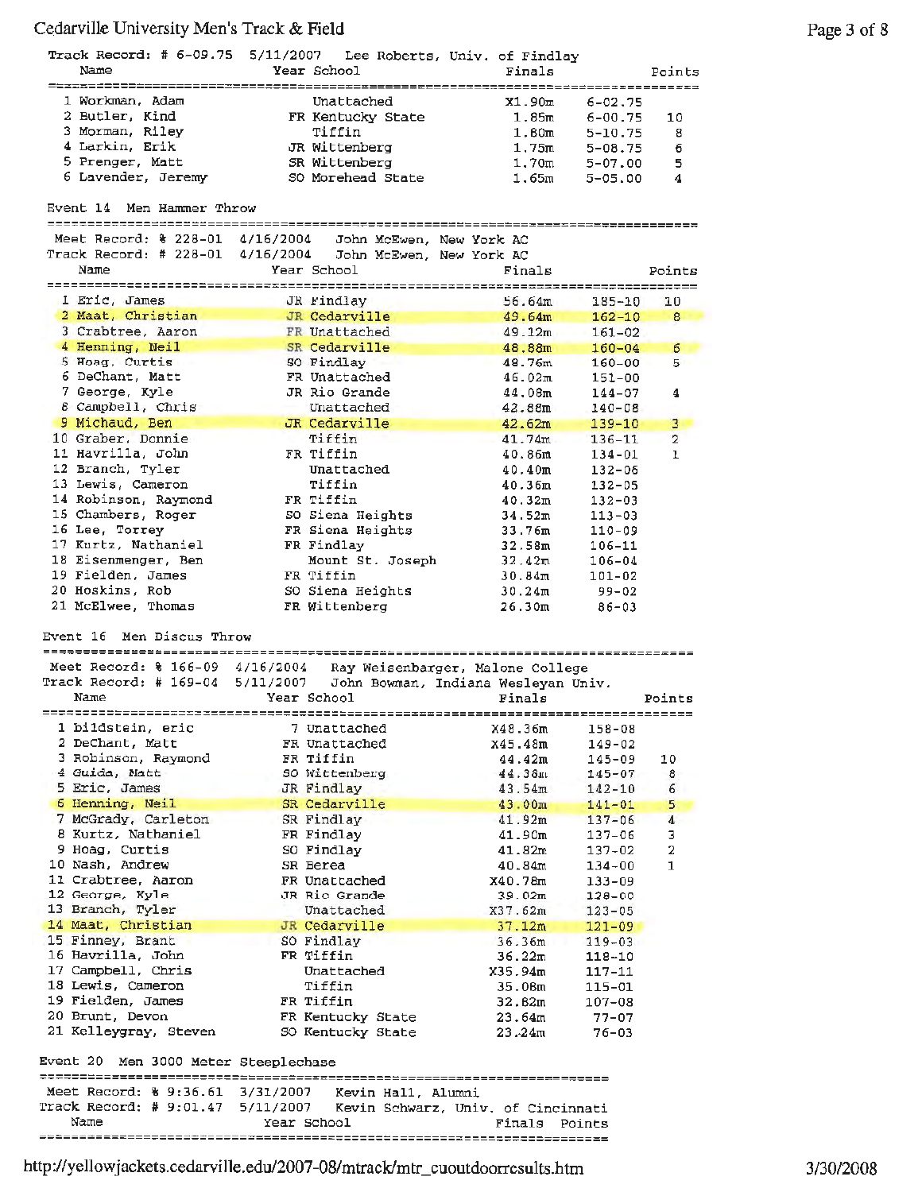Track Record: # 6-09.75 5/11/2007 Lee Roberts, Univ. of Findlay

| Name | Year | School | Finals | | Points |
|---|---|---|---|---|---|
| 1 Workman, Adam | | Unattached | X1.90m | 6-02.75 | |
| 2 Butler, Kind | FR | Kentucky State | 1.85m | 6-00.75 | 10 |
| 3 Morman, Riley | | Tiffin | 1.80m | 5-10.75 | 8 |
| 4 Larkin, Erik | JR | Wittenberg | 1.75m | 5-08.75 | 6 |
| 5 Prenger, Matt | SR | Wittenberg | 1.70m | 5-07.00 | 5 |
| 6 Lavender, Jeremy | SO | Morehead State | 1.65m | 5-05.00 | 4 |

## Event 14 Men Hammer Throw

Meet Record: % 228-01 4/16/2004 John McEwen, New York AC
Track Record: # 228-01 4/16/2004 John McEwen, New York AC

| Name | Year | School | Finals | | Points |
|---|---|---|---|---|---|
| 1 Eric, James | JR | Findlay | 56.64m | 185-10 | 10 |
| 2 Maat, Christian | JR | Cedarville | 49.64m | 162-10 | 8 |
| 3 Crabtree, Aaron | FR | Unattached | 49.12m | 161-02 | |
| 4 Henning, Neil | SR | Cedarville | 48.88m | 160-04 | 6 |
| 5 Hoag, Curtis | SO | Findlay | 48.76m | 160-00 | 5 |
| 6 DeChant, Matt | FR | Unattached | 46.02m | 151-00 | |
| 7 George, Kyle | JR | Rio Grande | 44.08m | 144-07 | 4 |
| 8 Campbell, Chris | | Unattached | 42.88m | 140-08 | |
| 9 Michaud, Ben | JR | Cedarville | 42.62m | 139-10 | 3 |
| 10 Graber, Donnie | | Tiffin | 41.74m | 136-11 | 2 |
| 11 Havrilla, John | FR | Tiffin | 40.86m | 134-01 | 1 |
| 12 Branch, Tyler | | Unattached | 40.40m | 132-06 | |
| 13 Lewis, Cameron | | Tiffin | 40.36m | 132-05 | |
| 14 Robinson, Raymond | FR | Tiffin | 40.32m | 132-03 | |
| 15 Chambers, Roger | SO | Siena Heights | 34.52m | 113-03 | |
| 16 Lee, Torrey | FR | Siena Heights | 33.76m | 110-09 | |
| 17 Kurtz, Nathaniel | FR | Findlay | 32.58m | 106-11 | |
| 18 Eisenmenger, Ben | | Mount St. Joseph | 32.42m | 106-04 | |
| 19 Fielden, James | FR | Tiffin | 30.84m | 101-02 | |
| 20 Hoskins, Rob | SO | Siena Heights | 30.24m | 99-02 | |
| 21 McElwee, Thomas | FR | Wittenberg | 26.30m | 86-03 | |

## Event 16 Men Discus Throw

Meet Record: % 166-09 4/16/2004 Ray Weisenbarger, Malone College
Track Record: # 169-04 5/11/2007 John Bowman, Indiana Wesleyan Univ.

| Name | Year | School | Finals | | Points |
|---|---|---|---|---|---|
| 1 bildstein, eric | 7 | Unattached | X48.36m | 158-08 | |
| 2 DeChant, Matt | FR | Unattached | X45.48m | 149-02 | |
| 3 Robinson, Raymond | FR | Tiffin | 44.42m | 145-09 | 10 |
| 4 Guida, Matt | SO | Wittenberg | 44.38m | 145-07 | 8 |
| 5 Eric, James | JR | Findlay | 43.54m | 142-10 | 6 |
| 6 Henning, Neil | SR | Cedarville | 43.00m | 141-01 | 5 |
| 7 McGrady, Carleton | SR | Findlay | 41.92m | 137-06 | 4 |
| 8 Kurtz, Nathaniel | FR | Findlay | 41.90m | 137-06 | 3 |
| 9 Hoag, Curtis | SO | Findlay | 41.82m | 137-02 | 2 |
| 10 Nash, Andrew | SR | Berea | 40.84m | 134-00 | 1 |
| 11 Crabtree, Aaron | FR | Unattached | X40.78m | 133-09 | |
| 12 George, Kyle | JR | Rio Grande | 39.02m | 128-00 | |
| 13 Branch, Tyler | | Unattached | X37.62m | 123-05 | |
| 14 Maat, Christian | JR | Cedarville | 37.12m | 121-09 | |
| 15 Finney, Brant | SO | Findlay | 36.36m | 119-03 | |
| 16 Havrilla, John | FR | Tiffin | 36.22m | 118-10 | |
| 17 Campbell, Chris | | Unattached | X35.94m | 117-11 | |
| 18 Lewis, Cameron | | Tiffin | 35.08m | 115-01 | |
| 19 Fielden, James | FR | Tiffin | 32.82m | 107-08 | |
| 20 Brunt, Devon | FR | Kentucky State | 23.64m | 77-07 | |
| 21 Kelleygray, Steven | SO | Kentucky State | 23.24m | 76-03 | |

## Event 20 Men 3000 Meter Steeplechase

Meet Record: % 9:36.61 3/31/2007 Kevin Hall, Alumni
Track Record: # 9:01.47 5/11/2007 Kevin Schwarz, Univ. of Cincinnati

| Name | Year | School | Finals | Points |
|---|---|---|---|---|

http://yellowjackets.cedarville.edu/2007-08/mtrack/mtr_cuoutdoorresults.htm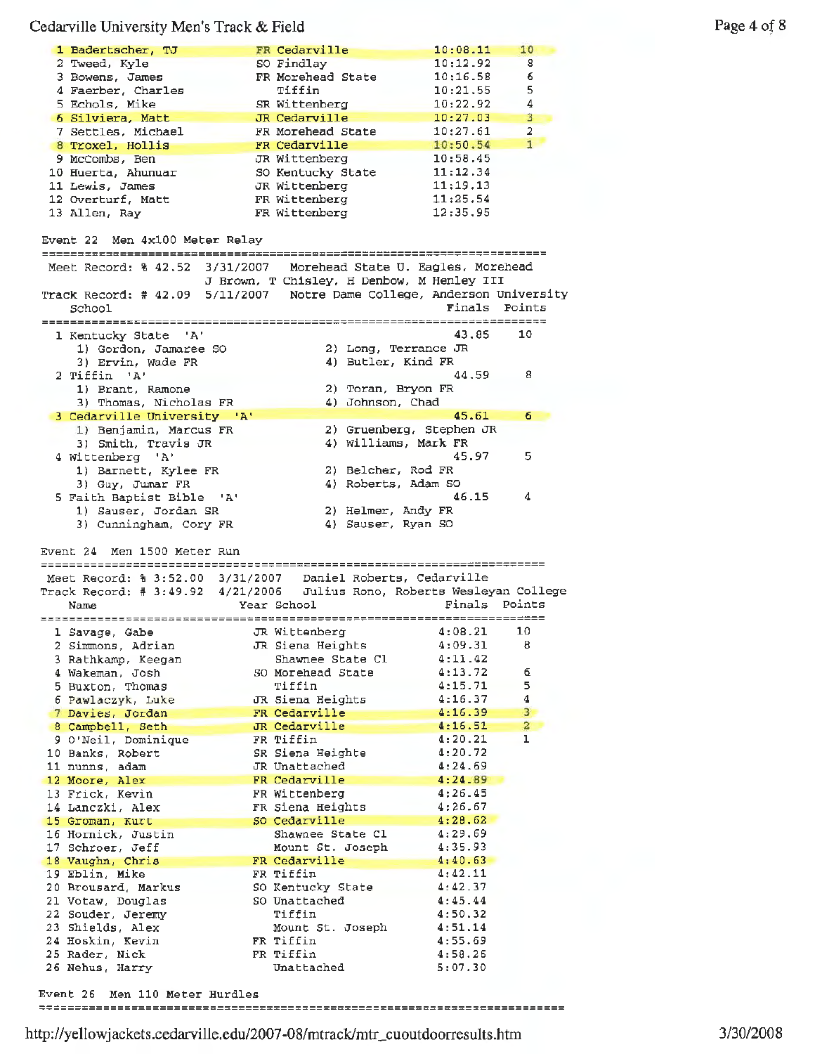| Place | Name | Year | School | Finals | Points |
|---|---|---|---|---|---|
| 1 | Badertscher, TJ | FR | Cedarville | 10:08.11 | 10 |
| 2 | Tweed, Kyle | SO | Findlay | 10:12.92 | 8 |
| 3 | Bowens, James | FR | Morehead State | 10:16.58 | 6 |
| 4 | Faerber, Charles | | Tiffin | 10:21.55 | 5 |
| 5 | Echols, Mike | SR | Wittenberg | 10:22.92 | 4 |
| 6 | Silviera, Matt | JR | Cedarville | 10:27.03 | 3 |
| 7 | Settles, Michael | FR | Morehead State | 10:27.61 | 2 |
| 8 | Troxel, Hollis | FR | Cedarville | 10:50.54 | 1 |
| 9 | McCombs, Ben | JR | Wittenberg | 10:58.45 | |
| 10 | Huerta, Ahunuar | SO | Kentucky State | 11:12.34 | |
| 11 | Lewis, James | JR | Wittenberg | 11:19.13 | |
| 12 | Overturf, Matt | FR | Wittenberg | 11:25.54 | |
| 13 | Allen, Ray | FR | Wittenberg | 12:35.95 | |

## Event 22 Men 4x100 Meter Relay

Meet Record: % 42.52 3/31/2007 Morehead State U. Eagles, Morehead
J Brown, T Chisley, H Denbow, M Henley III

Track Record: # 42.09 5/11/2007 Notre Dame College, Anderson University

| Place | School | Finals | Points |
|---|---|---|---|
| 1 | Kentucky State 'A' | 43.85 | 10 |
| | 1) Gordon, Jamaree SO; 2) Long, Terrance JR; 3) Ervin, Wade FR; 4) Butler, Kind FR | | |
| 2 | Tiffin 'A' | 44.59 | 8 |
| | 1) Brant, Ramone; 2) Toran, Bryon FR; 3) Thomas, Nicholas FR; 4) Johnson, Chad | | |
| 3 | Cedarville University 'A' | 45.61 | 6 |
| | 1) Benjamin, Marcus FR; 2) Gruenberg, Stephen JR; 3) Smith, Travis JR; 4) Williams, Mark FR | | |
| 4 | Wittenberg 'A' | 45.97 | 5 |
| | 1) Barnett, Kylee FR; 2) Belcher, Rod FR; 3) Guy, Jumar FR; 4) Roberts, Adam SO | | |
| 5 | Faith Baptist Bible 'A' | 46.15 | 4 |
| | 1) Sauser, Jordan SR; 2) Helmer, Andy FR; 3) Cunningham, Cory FR; 4) Sauser, Ryan SO | | |

## Event 24 Men 1500 Meter Run

Meet Record: % 3:52.00 3/31/2007 Daniel Roberts, Cedarville

Track Record: # 3:49.92 4/21/2006 Julius Rono, Roberts Wesleyan College

| Place | Name | Year | School | Finals | Points |
|---|---|---|---|---|---|
| 1 | Savage, Gabe | JR | Wittenberg | 4:08.21 | 10 |
| 2 | Simmons, Adrian | JR | Siena Heights | 4:09.31 | 8 |
| 3 | Rathkamp, Keegan | | Shawnee State Cl | 4:11.42 | |
| 4 | Wakeman, Josh | SO | Morehead State | 4:13.72 | 6 |
| 5 | Buxton, Thomas | | Tiffin | 4:15.71 | 5 |
| 6 | Pawlaczyk, Luke | JR | Siena Heights | 4:16.37 | 4 |
| 7 | Davies, Jordan | FR | Cedarville | 4:16.39 | 3 |
| 8 | Campbell, Seth | JR | Cedarville | 4:16.51 | 2 |
| 9 | O'Neil, Dominique | FR | Tiffin | 4:20.21 | 1 |
| 10 | Banks, Robert | SR | Siena Heights | 4:20.72 | |
| 11 | nunns, adam | JR | Unattached | 4:24.69 | |
| 12 | Moore, Alex | FR | Cedarville | 4:24.89 | |
| 13 | Frick, Kevin | FR | Wittenberg | 4:26.45 | |
| 14 | Lanczki, Alex | FR | Siena Heights | 4:26.67 | |
| 15 | Groman, Kurt | SO | Cedarville | 4:28.62 | |
| 16 | Hornick, Justin | | Shawnee State Cl | 4:29.69 | |
| 17 | Schroer, Jeff | | Mount St. Joseph | 4:35.93 | |
| 18 | Vaughn, Chris | FR | Cedarville | 4:40.63 | |
| 19 | Eblin, Mike | FR | Tiffin | 4:42.11 | |
| 20 | Brousard, Markus | SO | Kentucky State | 4:42.37 | |
| 21 | Votaw, Douglas | SO | Unattached | 4:45.44 | |
| 22 | Souder, Jeremy | | Tiffin | 4:50.32 | |
| 23 | Shields, Alex | | Mount St. Joseph | 4:51.14 | |
| 24 | Hoskin, Kevin | FR | Tiffin | 4:55.69 | |
| 25 | Rader, Nick | FR | Tiffin | 4:58.26 | |
| 26 | Nehus, Harry | | Unattached | 5:07.30 | |

## Event 26 Men 110 Meter Hurdles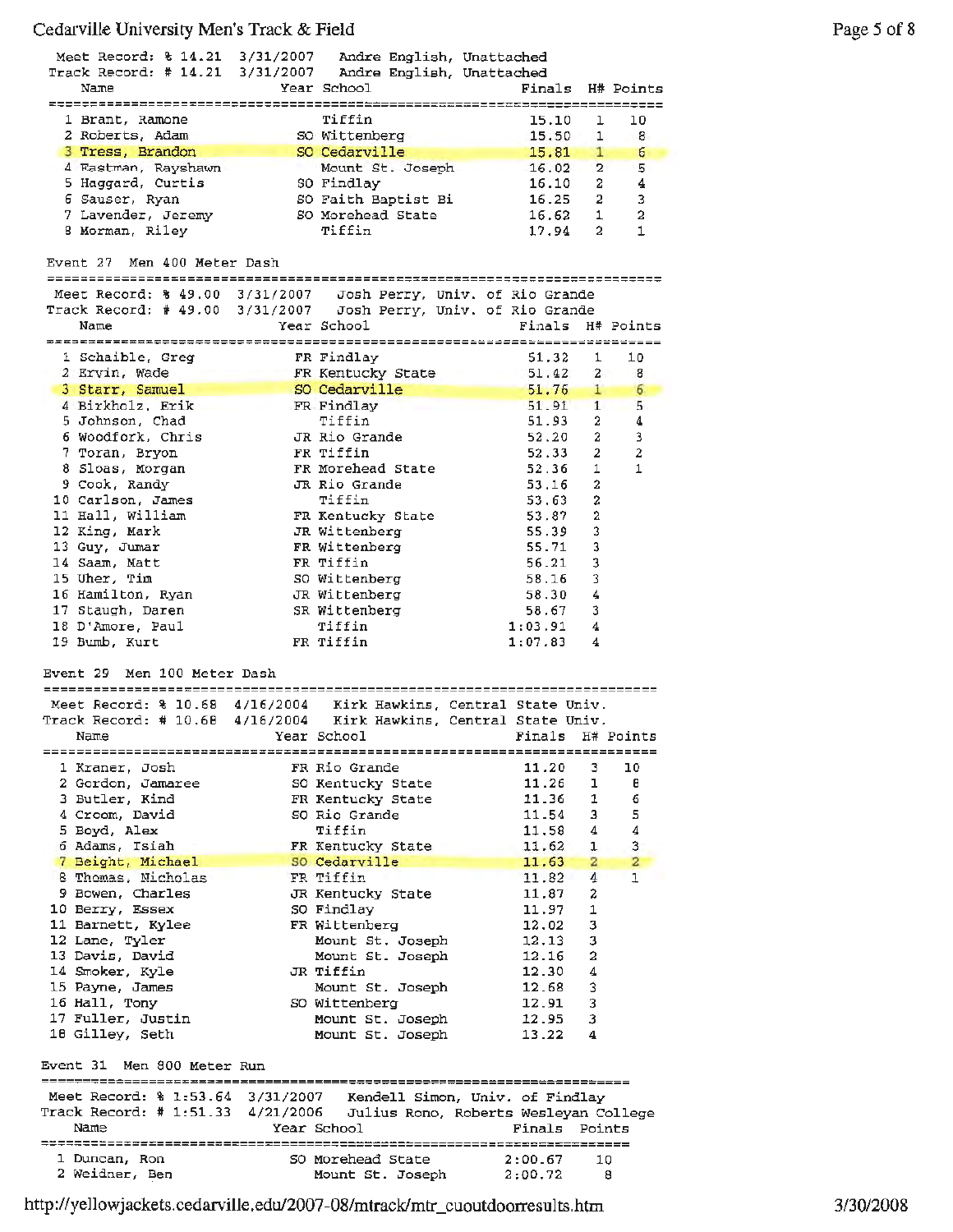Meet Record: % 14.21 3/31/2007 Andre English, Unattached
Track Record: # 14.21 3/31/2007 Andre English, Unattached

| Name | Year | School | Finals | H# | Points |
|---|---|---|---|---|---|
| 1 Brant, Ramone | | Tiffin | 15.10 | 1 | 10 |
| 2 Roberts, Adam | SO | Wittenberg | 15.50 | 1 | 8 |
| 3 Tress, Brandon | SO | Cedarville | 15.81 | 1 | 6 |
| 4 Eastman, Rayshawn | | Mount St. Joseph | 16.02 | 2 | 5 |
| 5 Haggard, Curtis | SO | Findlay | 16.10 | 2 | 4 |
| 6 Sauser, Ryan | SO | Faith Baptist Bi | 16.25 | 2 | 3 |
| 7 Lavender, Jeremy | SO | Morehead State | 16.62 | 1 | 2 |
| 8 Morman, Riley | | Tiffin | 17.94 | 2 | 1 |

## Event 27 Men 400 Meter Dash

Meet Record: % 49.00 3/31/2007 Josh Perry, Univ. of Rio Grande
Track Record: # 49.00 3/31/2007 Josh Perry, Univ. of Rio Grande

| Name | Year | School | Finals | H# | Points |
|---|---|---|---|---|---|
| 1 Schaible, Greg | FR | Findlay | 51.32 | 1 | 10 |
| 2 Ervin, Wade | FR | Kentucky State | 51.42 | 2 | 8 |
| 3 Starr, Samuel | SO | Cedarville | 51.76 | 1 | 6 |
| 4 Birkholz, Erik | FR | Findlay | 51.91 | 1 | 5 |
| 5 Johnson, Chad | | Tiffin | 51.93 | 2 | 4 |
| 6 Woodfork, Chris | JR | Rio Grande | 52.20 | 2 | 3 |
| 7 Toran, Bryon | FR | Tiffin | 52.33 | 2 | 2 |
| 8 Sloas, Morgan | FR | Morehead State | 52.36 | 1 | 1 |
| 9 Cook, Randy | JR | Rio Grande | 53.16 | 2 | |
| 10 Carlson, James | | Tiffin | 53.63 | 2 | |
| 11 Hall, William | FR | Kentucky State | 53.87 | 2 | |
| 12 King, Mark | JR | Wittenberg | 55.39 | 3 | |
| 13 Guy, Jumar | FR | Wittenberg | 55.71 | 3 | |
| 14 Saam, Matt | FR | Tiffin | 56.21 | 3 | |
| 15 Uher, Tim | SO | Wittenberg | 58.16 | 3 | |
| 16 Hamilton, Ryan | JR | Wittenberg | 58.30 | 4 | |
| 17 Staugh, Daren | SR | Wittenberg | 58.67 | 3 | |
| 18 D'Amore, Paul | | Tiffin | 1:03.91 | 4 | |
| 19 Bumb, Kurt | FR | Tiffin | 1:07.83 | 4 | |

## Event 29 Men 100 Meter Dash

Meet Record: % 10.68 4/16/2004 Kirk Hawkins, Central State Univ.
Track Record: # 10.68 4/16/2004 Kirk Hawkins, Central State Univ.

| Name | Year | School | Finals | H# | Points |
|---|---|---|---|---|---|
| 1 Kraner, Josh | FR | Rio Grande | 11.20 | 3 | 10 |
| 2 Gordon, Jamaree | SO | Kentucky State | 11.26 | 1 | 8 |
| 3 Butler, Kind | FR | Kentucky State | 11.36 | 1 | 6 |
| 4 Croom, David | SO | Rio Grande | 11.54 | 3 | 5 |
| 5 Boyd, Alex | | Tiffin | 11.58 | 4 | 4 |
| 6 Adams, Isiah | FR | Kentucky State | 11.62 | 1 | 3 |
| 7 Beight, Michael | SO | Cedarville | 11.63 | 2 | 2 |
| 8 Thomas, Nicholas | FR | Tiffin | 11.82 | 4 | 1 |
| 9 Bowen, Charles | JR | Kentucky State | 11.87 | 2 | |
| 10 Berry, Essex | SO | Findlay | 11.97 | 1 | |
| 11 Barnett, Kylee | FR | Wittenberg | 12.02 | 3 | |
| 12 Lane, Tyler | | Mount St. Joseph | 12.13 | 3 | |
| 13 Davis, David | | Mount St. Joseph | 12.16 | 2 | |
| 14 Smoker, Kyle | JR | Tiffin | 12.30 | 4 | |
| 15 Payne, James | | Mount St. Joseph | 12.68 | 3 | |
| 16 Hall, Tony | SO | Wittenberg | 12.91 | 3 | |
| 17 Fuller, Justin | | Mount St. Joseph | 12.95 | 3 | |
| 18 Gilley, Seth | | Mount St. Joseph | 13.22 | 4 | |

## Event 31 Men 800 Meter Run

Meet Record: % 1:53.64 3/31/2007 Kendell Simon, Univ. of Findlay
Track Record: # 1:51.33 4/21/2006 Julius Rono, Roberts Wesleyan College

| Name | Year | School | Finals | Points |
|---|---|---|---|---|
| 1 Duncan, Ron | SO | Morehead State | 2:00.67 | 10 |
| 2 Weidner, Ben | | Mount St. Joseph | 2:00.72 | 8 |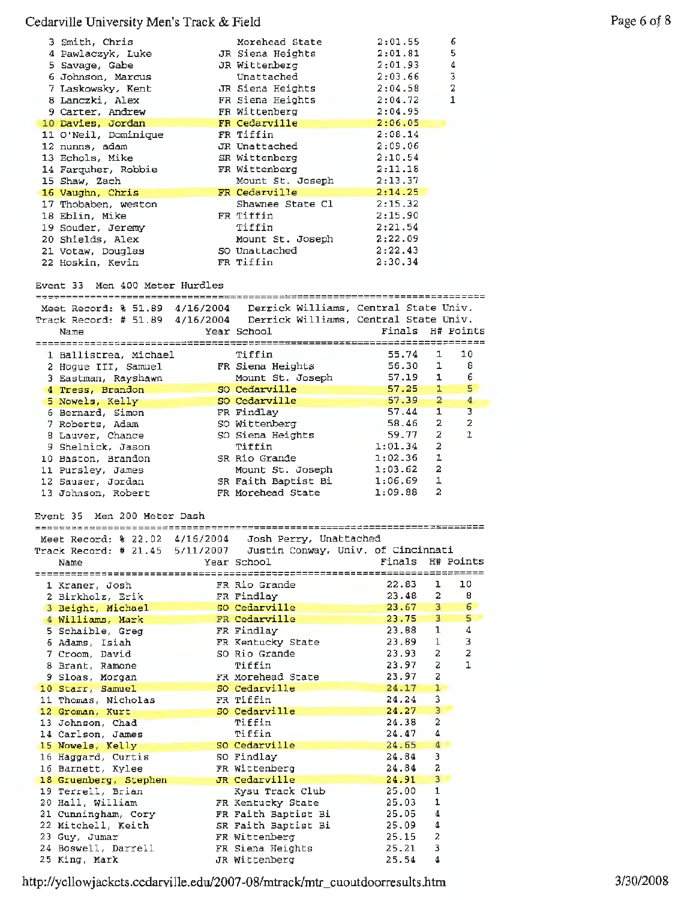| Place | Name | Year | School | Finals | Points |
|---|---|---|---|---|---|
| 3 | Smith, Chris | | Morehead State | 2:01.55 | 6 |
| 4 | Pawlaczyk, Luke | JR | Siena Heights | 2:01.81 | 5 |
| 5 | Savage, Gabe | JR | Wittenberg | 2:01.93 | 4 |
| 6 | Johnson, Marcus | | Unattached | 2:03.66 | 3 |
| 7 | Laskowsky, Kent | JR | Siena Heights | 2:04.58 | 2 |
| 8 | Lanczki, Alex | FR | Siena Heights | 2:04.72 | 1 |
| 9 | Carter, Andrew | FR | Wittenberg | 2:04.95 | |
| 10 | Davies, Jordan | FR | Cedarville | 2:06.05 | |
| 11 | O'Neil, Dominique | FR | Tiffin | 2:08.14 | |
| 12 | nunns, adam | JR | Unattached | 2:09.06 | |
| 13 | Echols, Mike | SR | Wittenberg | 2:10.54 | |
| 14 | Farquher, Robbie | FR | Wittenberg | 2:11.18 | |
| 15 | Shaw, Zach | | Mount St. Joseph | 2:13.37 | |
| 16 | Vaughn, Chris | FR | Cedarville | 2:14.25 | |
| 17 | Thobaben, weston | | Shawnee State Cl | 2:15.32 | |
| 18 | Eblin, Mike | FR | Tiffin | 2:15.90 | |
| 19 | Souder, Jeremy | | Tiffin | 2:21.54 | |
| 20 | Shields, Alex | | Mount St. Joseph | 2:22.09 | |
| 21 | Votaw, Douglas | SO | Unattached | 2:22.43 | |
| 22 | Hoskin, Kevin | FR | Tiffin | 2:30.34 | |

## Event 33 Men 400 Meter Hurdles

Meet Record: % 51.89 4/16/2004 Derrick Williams, Central State Univ.
Track Record: # 51.89 4/16/2004 Derrick Williams, Central State Univ.

| Place | Name | Year | School | Finals | H# | Points |
|---|---|---|---|---|---|---|
| 1 | Ballistrea, Michael | | Tiffin | 55.74 | 1 | 10 |
| 2 | Hogue III, Samuel | FR | Siena Heights | 56.30 | 1 | 8 |
| 3 | Eastman, Rayshawn | | Mount St. Joseph | 57.19 | 1 | 6 |
| 4 | Tress, Brandon | SO | Cedarville | 57.25 | 1 | 5 |
| 5 | Nowels, Kelly | SO | Cedarville | 57.39 | 2 | 4 |
| 6 | Bernard, Simon | FR | Findlay | 57.44 | 1 | 3 |
| 7 | Roberts, Adam | SO | Wittenberg | 58.46 | 2 | 2 |
| 8 | Lauver, Chance | SO | Siena Heights | 59.77 | 2 | 1 |
| 9 | Shelnick, Jason | | Tiffin | 1:01.34 | 2 | |
| 10 | Baston, Brandon | SR | Rio Grande | 1:02.36 | 1 | |
| 11 | Pursley, James | | Mount St. Joseph | 1:03.62 | 2 | |
| 12 | Sauser, Jordan | SR | Faith Baptist Bi | 1:06.69 | 1 | |
| 13 | Johnson, Robert | FR | Morehead State | 1:09.88 | 2 | |

## Event 35 Men 200 Meter Dash

Meet Record: % 22.02 4/16/2004 Josh Perry, Unattached
Track Record: # 21.45 5/11/2007 Justin Conway, Univ. of Cincinnati

| Place | Name | Year | School | Finals | H# | Points |
|---|---|---|---|---|---|---|
| 1 | Kraner, Josh | FR | Rio Grande | 22.83 | 1 | 10 |
| 2 | Birkholz, Erik | FR | Findlay | 23.48 | 2 | 8 |
| 3 | Beight, Michael | SO | Cedarville | 23.67 | 3 | 6 |
| 4 | Williams, Mark | FR | Cedarville | 23.75 | 3 | 5 |
| 5 | Schaible, Greg | FR | Findlay | 23.88 | 1 | 4 |
| 6 | Adams, Isiah | FR | Kentucky State | 23.89 | 1 | 3 |
| 7 | Croom, David | SO | Rio Grande | 23.93 | 2 | 2 |
| 8 | Brant, Ramone | | Tiffin | 23.97 | 2 | 1 |
| 9 | Sloas, Morgan | FR | Morehead State | 23.97 | 2 | |
| 10 | Starr, Samuel | SO | Cedarville | 24.17 | 1 | |
| 11 | Thomas, Nicholas | FR | Tiffin | 24.24 | 3 | |
| 12 | Groman, Kurt | SO | Cedarville | 24.27 | 3 | |
| 13 | Johnson, Chad | | Tiffin | 24.38 | 2 | |
| 14 | Carlson, James | | Tiffin | 24.47 | 4 | |
| 15 | Nowels, Kelly | SO | Cedarville | 24.65 | 4 | |
| 16 | Haggard, Curtis | SO | Findlay | 24.84 | 3 | |
| 16 | Barnett, Kylee | FR | Wittenberg | 24.84 | 2 | |
| 18 | Gruenberg, Stephen | JR | Cedarville | 24.91 | 3 | |
| 19 | Terrell, Brian | | Kysu Track Club | 25.00 | 1 | |
| 20 | Hall, William | FR | Kentucky State | 25.03 | 1 | |
| 21 | Cunningham, Cory | FR | Faith Baptist Bi | 25.05 | 4 | |
| 22 | Mitchell, Keith | SR | Faith Baptist Bi | 25.09 | 4 | |
| 23 | Guy, Jumar | FR | Wittenberg | 25.15 | 2 | |
| 24 | Boswell, Darrell | FR | Siena Heights | 25.21 | 3 | |
| 25 | King, Mark | JR | Wittenberg | 25.54 | 4 | |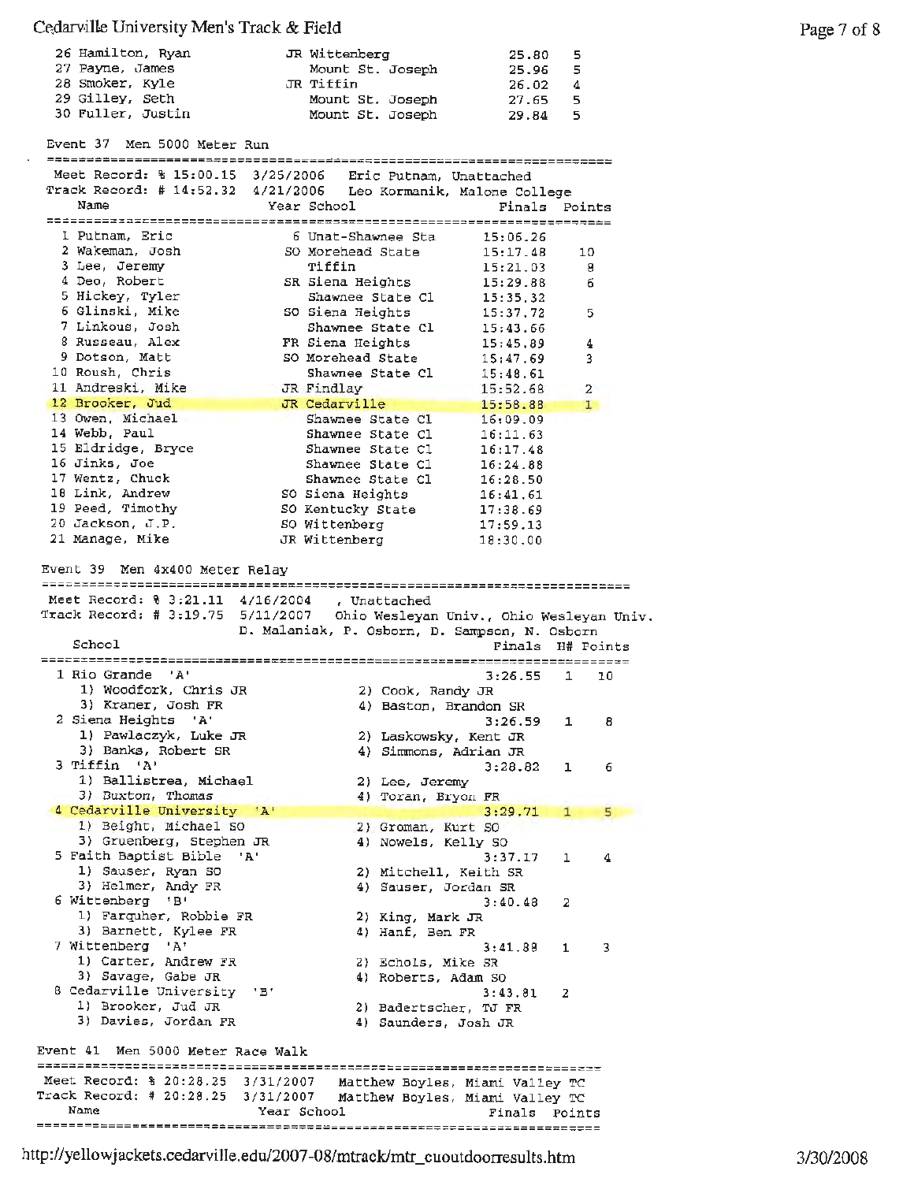| Place | Name | Year | School | Finals | H# |
|---|---|---|---|---|---|
| 26 | Hamilton, Ryan | JR | Wittenberg | 25.80 | 5 |
| 27 | Payne, James | | Mount St. Joseph | 25.96 | 5 |
| 28 | Smoker, Kyle | JR | Tiffin | 26.02 | 4 |
| 29 | Gilley, Seth | | Mount St. Joseph | 27.65 | 5 |
| 30 | Fuller, Justin | | Mount St. Joseph | 29.84 | 5 |

## Event 37 Men 5000 Meter Run

Meet Record: % 15:00.15 3/25/2006 Eric Putnam, Unattached
Track Record: # 14:52.32 4/21/2006 Leo Kormanik, Malone College

| Place | Name | Year | School | Finals | Points |
|---|---|---|---|---|---|
| 1 | Putnam, Eric | 6 | Unat-Shawnee Sta | 15:06.26 | |
| 2 | Wakeman, Josh | SO | Morehead State | 15:17.48 | 10 |
| 3 | Lee, Jeremy | | Tiffin | 15:21.03 | 8 |
| 4 | Deo, Robert | SR | Siena Heights | 15:29.88 | 6 |
| 5 | Hickey, Tyler | | Shawnee State Cl | 15:35.32 | |
| 6 | Glinski, Mike | SO | Siena Heights | 15:37.72 | 5 |
| 7 | Linkous, Josh | | Shawnee State Cl | 15:43.66 | |
| 8 | Russeau, Alex | FR | Siena Heights | 15:45.89 | 4 |
| 9 | Dotson, Matt | SO | Morehead State | 15:47.69 | 3 |
| 10 | Roush, Chris | | Shawnee State Cl | 15:48.61 | |
| 11 | Andreski, Mike | JR | Findlay | 15:52.68 | 2 |
| 12 | Brooker, Jud | JR | Cedarville | 15:58.88 | 1 |
| 13 | Owen, Michael | | Shawnee State Cl | 16:09.09 | |
| 14 | Webb, Paul | | Shawnee State Cl | 16:11.63 | |
| 15 | Eldridge, Bryce | | Shawnee State Cl | 16:17.48 | |
| 16 | Jinks, Joe | | Shawnee State Cl | 16:24.88 | |
| 17 | Wentz, Chuck | | Shawnee State Cl | 16:28.50 | |
| 18 | Link, Andrew | SO | Siena Heights | 16:41.61 | |
| 19 | Peed, Timothy | SO | Kentucky State | 17:38.69 | |
| 20 | Jackson, J.P. | SO | Wittenberg | 17:59.13 | |
| 21 | Manage, Mike | JR | Wittenberg | 18:30.00 | |

## Event 39 Men 4x400 Meter Relay

Meet Record: % 3:21.11 4/16/2004 , Unattached
Track Record: # 3:19.75 5/11/2007 Ohio Wesleyan Univ., Ohio Wesleyan Univ.
D. Malaniak, P. Osborn, D. Sampson, N. Osborn

| Place | School | Finals | H# | Points |
|---|---|---|---|---|
| 1 | Rio Grande 'A' | 3:26.55 | 1 | 10 |
| | 1) Woodfork, Chris JR; 2) Cook, Randy JR; 3) Kraner, Josh FR; 4) Baston, Brandon SR | | | |
| 2 | Siena Heights 'A' | 3:26.59 | 1 | 8 |
| | 1) Pawlaczyk, Luke JR; 2) Laskowsky, Kent JR; 3) Banks, Robert SR; 4) Simmons, Adrian JR | | | |
| 3 | Tiffin 'A' | 3:28.82 | 1 | 6 |
| | 1) Ballistrea, Michael; 2) Lee, Jeremy; 3) Buxton, Thomas; 4) Toran, Bryon FR | | | |
| 4 | Cedarville University 'A' | 3:29.71 | 1 | 5 |
| | 1) Beight, Michael SO; 2) Groman, Kurt SO; 3) Gruenberg, Stephen JR; 4) Nowels, Kelly SO | | | |
| 5 | Faith Baptist Bible 'A' | 3:37.17 | 1 | 4 |
| | 1) Sauser, Ryan SO; 2) Mitchell, Keith SR; 3) Helmer, Andy FR; 4) Sauser, Jordan SR | | | |
| 6 | Wittenberg 'B' | 3:40.48 | 2 | |
| | 1) Farquher, Robbie FR; 2) King, Mark JR; 3) Barnett, Kylee FR; 4) Hanf, Ben FR | | | |
| 7 | Wittenberg 'A' | 3:41.89 | 1 | 3 |
| | 1) Carter, Andrew FR; 2) Echols, Mike SR; 3) Savage, Gabe JR; 4) Roberts, Adam SO | | | |
| 8 | Cedarville University 'B' | 3:43.81 | 2 | |
| | 1) Brooker, Jud JR; 2) Badertscher, TJ FR; 3) Davies, Jordan FR; 4) Saunders, Josh JR | | | |

## Event 41 Men 5000 Meter Race Walk

Meet Record: % 20:28.25 3/31/2007 Matthew Boyles, Miami Valley TC
Track Record: # 20:28.25 3/31/2007 Matthew Boyles, Miami Valley TC

| Name | Year | School | Finals | Points |
|---|---|---|---|---|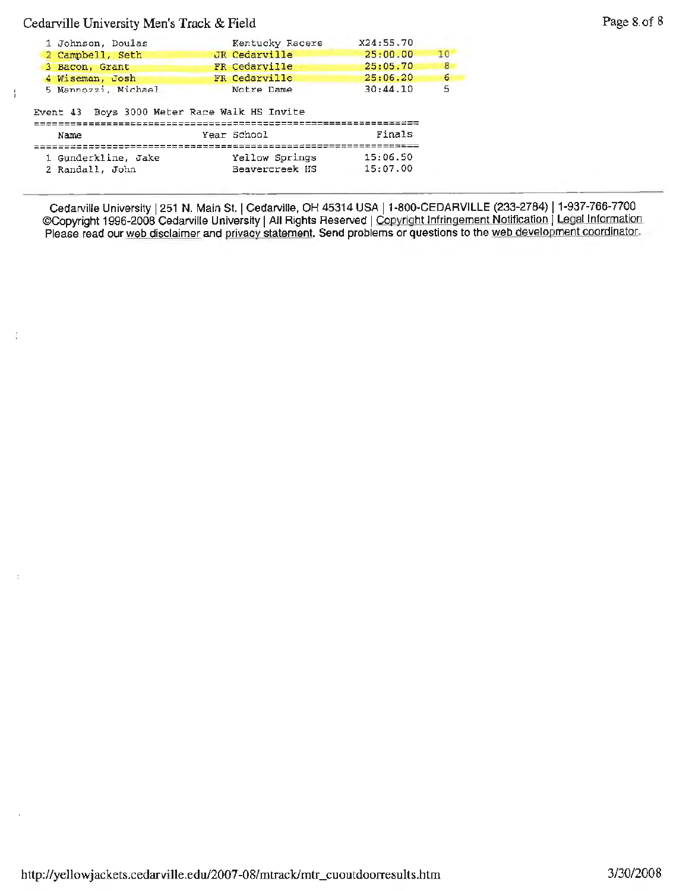| | | | | | |
|---|---|---|---|---|---|
| 1 | Johnson, Doulas | | Kentucky Racers | X24:55.70 | |
| 2 | Campbell, Seth | JR | Cedarville | 25:00.00 | 10 |
| 3 | Bacon, Grant | FR | Cedarville | 25:05.70 | 8 |
| 4 | Wiseman, Josh | FR | Cedarville | 25:06.20 | 6 |
| 5 | Mannozzi, Michael | | Notre Dame | 30:44.10 | 5 |

Event 43 Boys 3000 Meter Race Walk HS Invite

| | Name | Year | School | Finals |
|---|---|---|---|---|
| 1 | Gunderkline, Jake | | Yellow Springs | 15:06.50 |
| 2 | Randall, John | | Beavercreek HS | 15:07.00 |

Cedarville University | 251 N. Main St. | Cedarville, OH 45314 USA | 1-800-CEDARVILLE (233-2784) | 1-937-766-7700
©Copyright 1996-2008 Cedarville University | All Rights Reserved | Copyright Infringement Notification | Legal Information
Please read our web disclaimer and privacy statement. Send problems or questions to the web development coordinator.